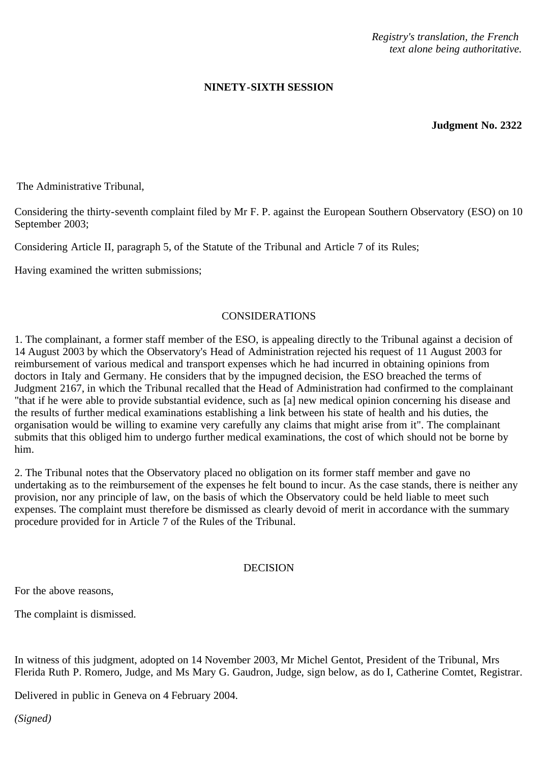*Registry's translation, the French text alone being authoritative.*

**NINETY-SIXTH SESSION**

**Judgment No. 2322**

The Administrative Tribunal,

Considering the thirty-seventh complaint filed by Mr F. P. against the European Southern Observatory (ESO) on 10 September 2003;

Considering Article II, paragraph 5, of the Statute of the Tribunal and Article 7 of its Rules;

Having examined the written submissions;

CONSIDERATIONS

1. The complainant, a former staff member of the ESO, is appealing directly to the Tribunal against a decision of 14 August 2003 by which the Observatory's Head of Administration rejected his request of 11 August 2003 for reimbursement of various medical and transport expenses which he had incurred in obtaining opinions from doctors in Italy and Germany. He considers that by the impugned decision, the ESO breached the terms of Judgment 2167, in which the Tribunal recalled that the Head of Administration had confirmed to the complainant "that if he were able to provide substantial evidence, such as [a] new medical opinion concerning his disease and the results of further medical examinations establishing a link between his state of health and his duties, the organisation would be willing to examine very carefully any claims that might arise from it". The complainant submits that this obliged him to undergo further medical examinations, the cost of which should not be borne by him.

2. The Tribunal notes that the Observatory placed no obligation on its former staff member and gave no undertaking as to the reimbursement of the expenses he felt bound to incur. As the case stands, there is neither any provision, nor any principle of law, on the basis of which the Observatory could be held liable to meet such expenses. The complaint must therefore be dismissed as clearly devoid of merit in accordance with the summary procedure provided for in Article 7 of the Rules of the Tribunal.

DECISION

For the above reasons,

The complaint is dismissed.

In witness of this judgment, adopted on 14 November 2003, Mr Michel Gentot, President of the Tribunal, Mrs Flerida Ruth P. Romero, Judge, and Ms Mary G. Gaudron, Judge, sign below, as do I, Catherine Comtet, Registrar.

Delivered in public in Geneva on 4 February 2004.

*(Signed)*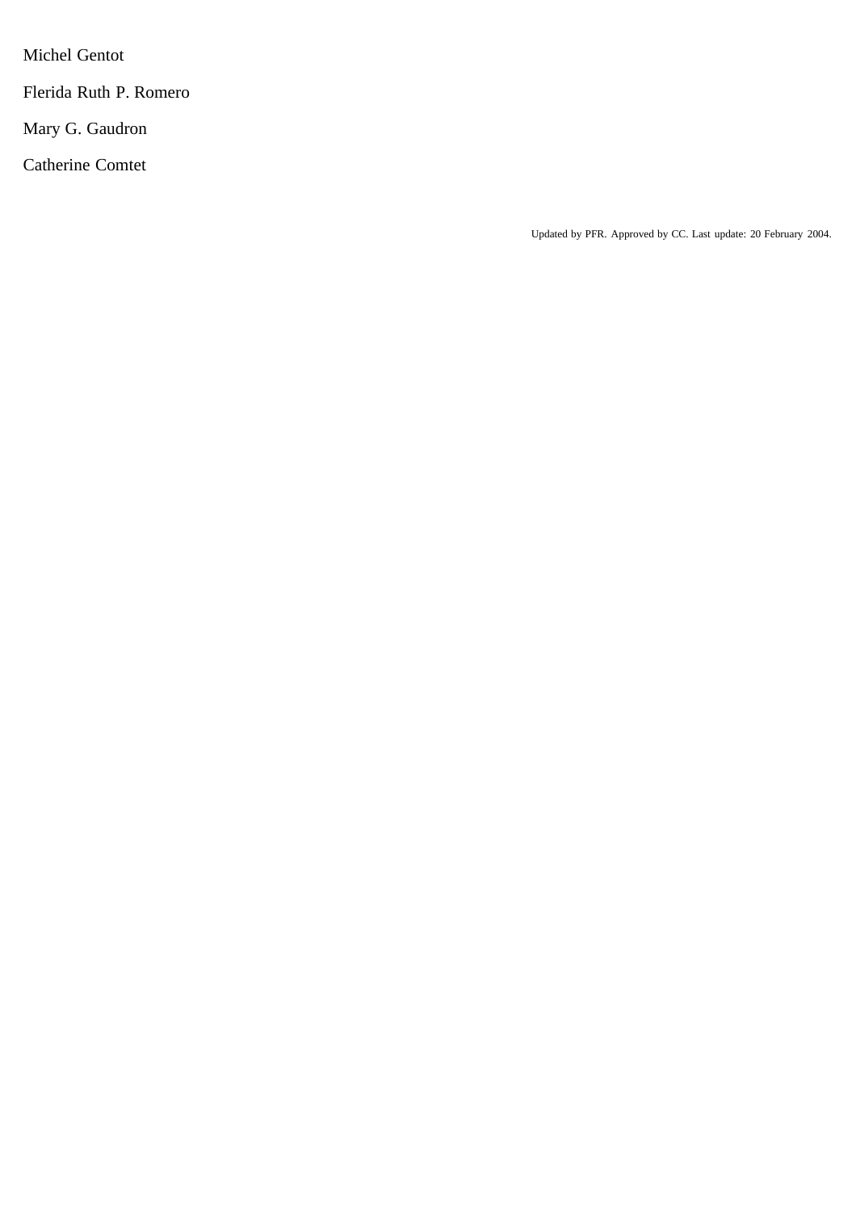Michel Gentot

Flerida Ruth P. Romero

Mary G. Gaudron

Catherine Comtet

Updated by PFR. Approved by CC. Last update: 20 February 2004.